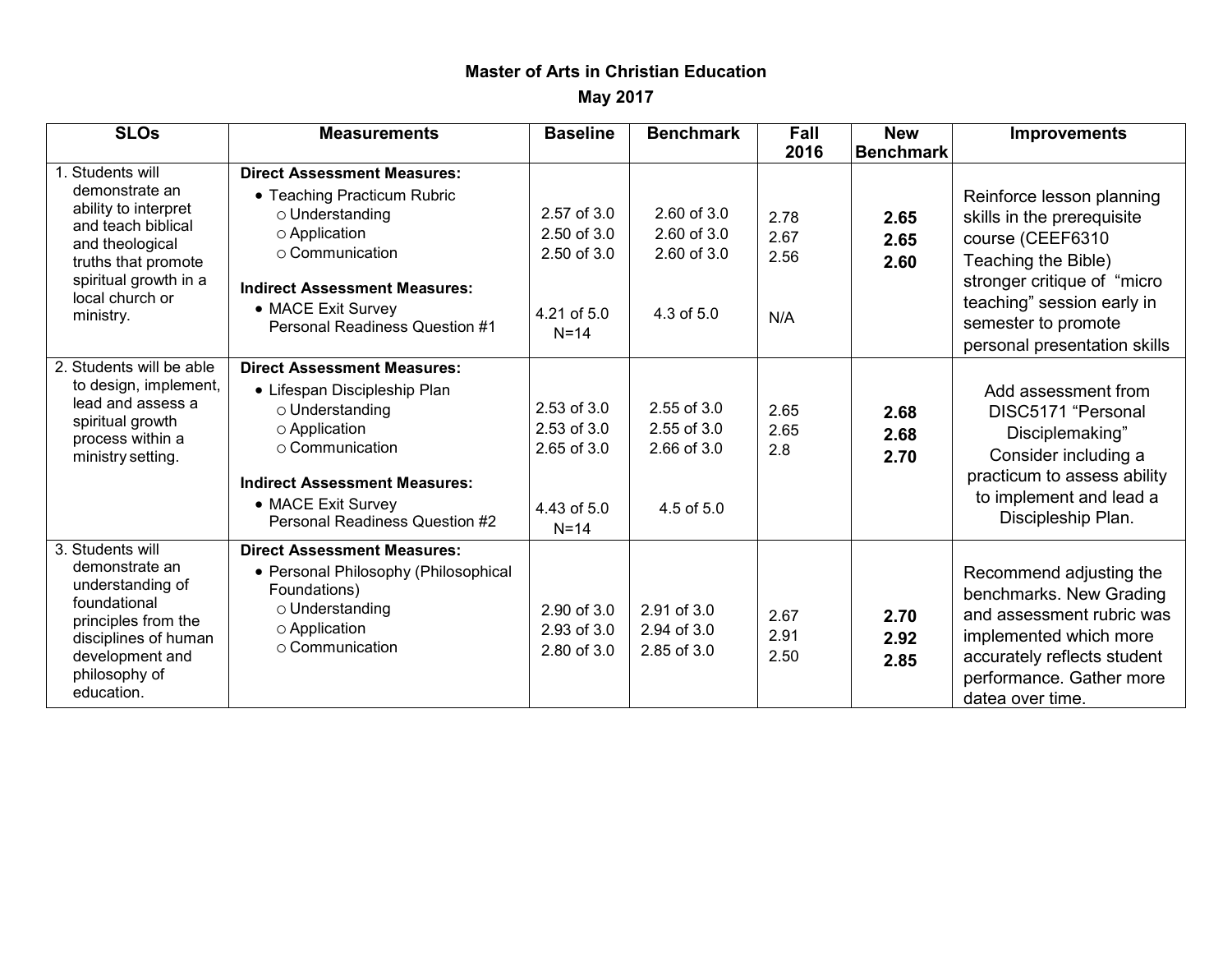# Master of Arts in Christian Education

## May 2017

| SLOs | Measurements | Baseline | Benchmark | Fall 2016 | New Benchmark | Improvements |
|---|---|---|---|---|---|---|
| 1. Students will demonstrate an ability to interpret and teach biblical and theological truths that promote spiritual growth in a local church or ministry. | **Direct Assessment Measures:**<br>• Teaching Practicum Rubric<br>○ Understanding<br>○ Application<br>○ Communication<br><br>**Indirect Assessment Measures:**<br>• MACE Exit Survey<br>Personal Readiness Question #1 | <br><br>2.57 of 3.0<br>2.50 of 3.0<br>2.50 of 3.0<br><br><br><br>4.21 of 5.0<br>N=14 | <br><br>2.60 of 3.0<br>2.60 of 3.0<br>2.60 of 3.0<br><br><br><br>4.3 of 5.0 | <br><br>2.78<br>2.67<br>2.56<br><br><br><br>N/A | <br><br>**2.65**<br>**2.65**<br>**2.60** | Reinforce lesson planning skills in the prerequisite course (CEEF6310 Teaching the Bible) stronger critique of "micro teaching" session early in semester to promote personal presentation skills |
| 2. Students will be able to design, implement, lead and assess a spiritual growth process within a ministry setting. | **Direct Assessment Measures:**<br>• Lifespan Discipleship Plan<br>○ Understanding<br>○ Application<br>○ Communication<br><br>**Indirect Assessment Measures:**<br>• MACE Exit Survey<br>Personal Readiness Question #2 | <br><br>2.53 of 3.0<br>2.53 of 3.0<br>2.65 of 3.0<br><br><br><br>4.43 of 5.0<br>N=14 | <br><br>2.55 of 3.0<br>2.55 of 3.0<br>2.66 of 3.0<br><br><br><br>4.5 of 5.0 | <br><br>2.65<br>2.65<br>2.8 | <br><br>**2.68**<br>**2.68**<br>**2.70** | Add assessment from DISC5171 "Personal Disciplemaking" Consider including a practicum to assess ability to implement and lead a Discipleship Plan. |
| 3. Students will demonstrate an understanding of foundational principles from the disciplines of human development and philosophy of education. | **Direct Assessment Measures:**<br>• Personal Philosophy (Philosophical Foundations)<br>○ Understanding<br>○ Application<br>○ Communication | <br><br><br>2.90 of 3.0<br>2.93 of 3.0<br>2.80 of 3.0 | <br><br><br>2.91 of 3.0<br>2.94 of 3.0<br>2.85 of 3.0 | <br><br><br>2.67<br>2.91<br>2.50 | <br><br><br>**2.70**<br>**2.92**<br>**2.85** | Recommend adjusting the benchmarks. New Grading and assessment rubric was implemented which more accurately reflects student performance. Gather more datea over time. |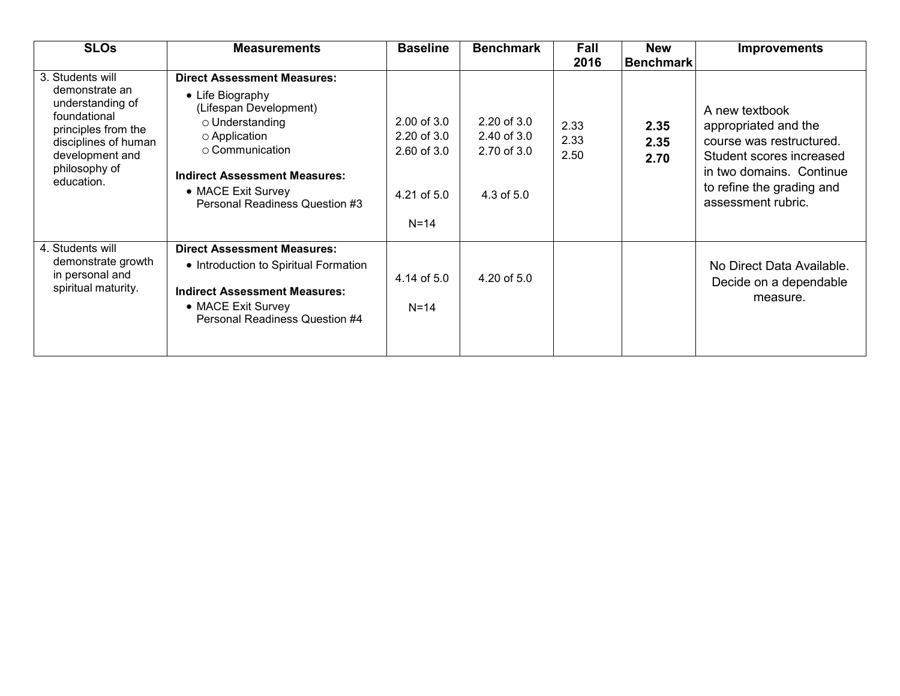| SLOs | Measurements | Baseline | Benchmark | Fall 2016 | New Benchmark | Improvements |
|---|---|---|---|---|---|---|
| 3. Students will demonstrate an understanding of foundational principles from the disciplines of human development and philosophy of education. | **Direct Assessment Measures:**<br>• Life Biography (Lifespan Development)<br>○ Understanding<br>○ Application<br>○ Communication<br><br>**Indirect Assessment Measures:**<br>• MACE Exit Survey Personal Readiness Question #3 | <br><br><br>2.00 of 3.0<br>2.20 of 3.0<br>2.60 of 3.0<br><br><br>4.21 of 5.0<br><br>N=14 | <br><br><br>2.20 of 3.0<br>2.40 of 3.0<br>2.70 of 3.0<br><br><br>4.3 of 5.0 | <br><br><br>2.33<br>2.33<br>2.50 | <br><br><br>**2.35**<br>**2.35**<br>**2.70** | A new textbook appropriated and the course was restructured. Student scores increased in two domains. Continue to refine the grading and assessment rubric. |
| 4. Students will demonstrate growth in personal and spiritual maturity. | **Direct Assessment Measures:**<br>• Introduction to Spiritual Formation<br><br>**Indirect Assessment Measures:**<br>• MACE Exit Survey Personal Readiness Question #4 | 4.14 of 5.0<br><br>N=14 | 4.20 of 5.0 | | | No Direct Data Available. Decide on a dependable measure. |